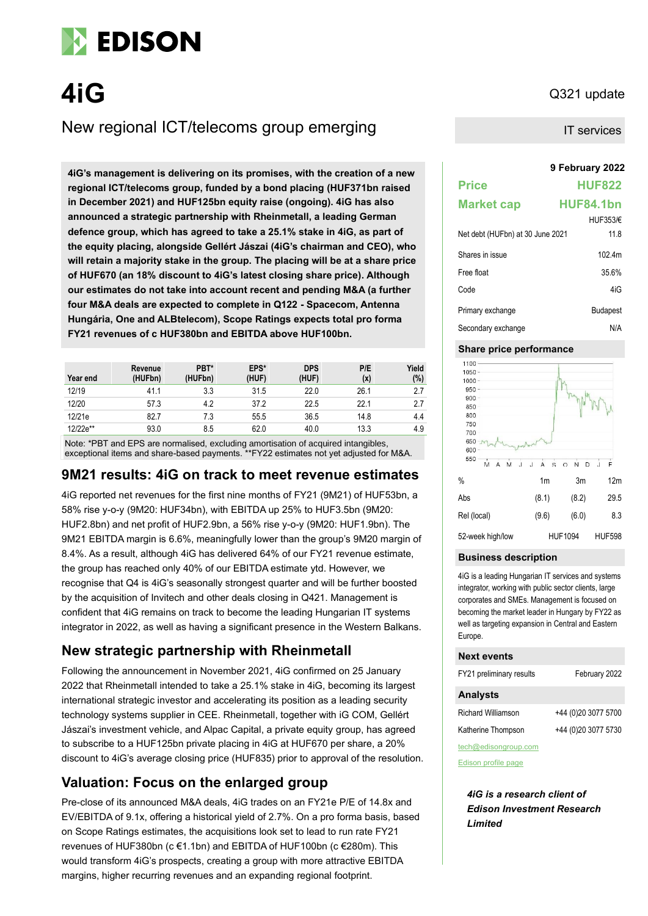# 4iG

Q321 update

## New regional ICT/telecoms group emerging

IT services

**4iG's management is delivering on its promises, with the creation of a new regional ICT/telecoms group, funded by a bond placing (HUF371bn raised in December 2021) and HUF125bn equity raise (ongoing). 4iG has also announced a strategic partnership with Rheinmetall, a leading German defence group, which has agreed to take a 25.1% stake in 4iG, as part of the equity placing, alongside Gellért Jászai (4iG's chairman and CEO), who will retain a majority stake in the group. The placing will be at a share price of HUF670 (an 18% discount to 4iG's latest closing share price). Although our estimates do not take into account recent and pending M&A (a further four M&A deals are expected to complete in Q122 - Spacecom, Antenna Hungária, One and ALBtelecom), Scope Ratings expects total pro forma FY21 revenues of c HUF380bn and EBITDA above HUF100bn.**

| Year end | Revenue (HUFbn) | PBT* (HUFbn) | EPS* (HUF) | DPS (HUF) | P/E (x) | Yield (%) |
|---|---|---|---|---|---|---|
| 12/19 | 41.1 | 3.3 | 31.5 | 22.0 | 26.1 | 2.7 |
| 12/20 | 57.3 | 4.2 | 37.2 | 22.5 | 22.1 | 2.7 |
| 12/21e | 82.7 | 7.3 | 55.5 | 36.5 | 14.8 | 4.4 |
| 12/22e** | 93.0 | 8.5 | 62.0 | 40.0 | 13.3 | 4.9 |

Note: *PBT and EPS are normalised, excluding amortisation of acquired intangibles, exceptional items and share-based payments. **FY22 estimates not yet adjusted for M&A.

## 9M21 results: 4iG on track to meet revenue estimates

4iG reported net revenues for the first nine months of FY21 (9M21) of HUF53bn, a 58% rise y-o-y (9M20: HUF34bn), with EBITDA up 25% to HUF3.5bn (9M20: HUF2.8bn) and net profit of HUF2.9bn, a 56% rise y-o-y (9M20: HUF1.9bn). The 9M21 EBITDA margin is 6.6%, meaningfully lower than the group's 9M20 margin of 8.4%. As a result, although 4iG has delivered 64% of our FY21 revenue estimate, the group has reached only 40% of our EBITDA estimate ytd. However, we recognise that Q4 is 4iG's seasonally strongest quarter and will be further boosted by the acquisition of Invitech and other deals closing in Q421. Management is confident that 4iG remains on track to become the leading Hungarian IT systems integrator in 2022, as well as having a significant presence in the Western Balkans.

## New strategic partnership with Rheinmetall

Following the announcement in November 2021, 4iG confirmed on 25 January 2022 that Rheinmetall intended to take a 25.1% stake in 4iG, becoming its largest international strategic investor and accelerating its position as a leading security technology systems supplier in CEE. Rheinmetall, together with iG COM, Gellért Jászai's investment vehicle, and Alpac Capital, a private equity group, has agreed to subscribe to a HUF125bn private placing in 4iG at HUF670 per share, a 20% discount to 4iG's average closing price (HUF835) prior to approval of the resolution.

## Valuation: Focus on the enlarged group

Pre-close of its announced M&A deals, 4iG trades on an FY21e P/E of 14.8x and EV/EBITDA of 9.1x, offering a historical yield of 2.7%. On a pro forma basis, based on Scope Ratings estimates, the acquisitions look set to lead to run rate FY21 revenues of HUF380bn (c €1.1bn) and EBITDA of HUF100bn (c €280m). This would transform 4iG's prospects, creating a group with more attractive EBITDA margins, higher recurring revenues and an expanding regional footprint.

**9 February 2022**

| | |
|---|---|
| **Price** | **HUF822** |
| **Market cap** | **HUF84.1bn** |
| | HUF353/€ |
| Net debt (HUFbn) at 30 June 2021 | 11.8 |
| Shares in issue | 102.4m |
| Free float | 35.6% |
| Code | 4iG |
| Primary exchange | Budapest |
| Secondary exchange | N/A |

### Share price performance

| % | 1m | 3m | 12m |
|---|---|---|---|
| Abs | (8.1) | (8.2) | 29.5 |
| Rel (local) | (9.6) | (6.0) | 8.3 |
| 52-week high/low | | HUF1094 | HUF598 |

### Business description

4iG is a leading Hungarian IT services and systems integrator, working with public sector clients, large corporates and SMEs. Management is focused on becoming the market leader in Hungary by FY22 as well as targeting expansion in Central and Eastern Europe.

### Next events

| | |
|---|---|
| FY21 preliminary results | February 2022 |

### Analysts

| | |
|---|---|
| Richard Williamson | +44 (0)20 3077 5700 |
| Katherine Thompson | +44 (0)20 3077 5730 |

tech@edisongroup.com

Edison profile page

***4iG is a research client of Edison Investment Research Limited***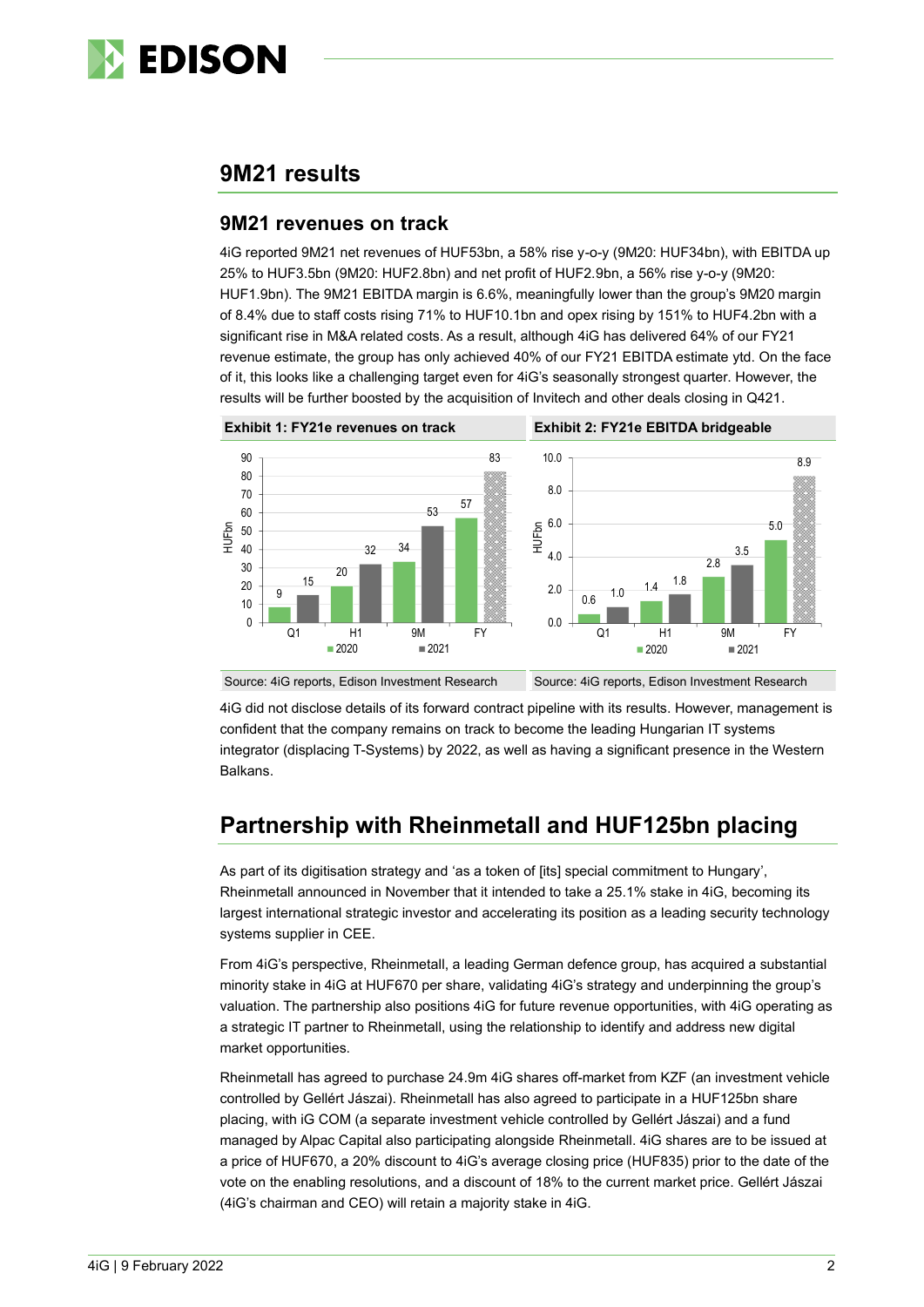## 9M21 results

### 9M21 revenues on track

4iG reported 9M21 net revenues of HUF53bn, a 58% rise y-o-y (9M20: HUF34bn), with EBITDA up 25% to HUF3.5bn (9M20: HUF2.8bn) and net profit of HUF2.9bn, a 56% rise y-o-y (9M20: HUF1.9bn). The 9M21 EBITDA margin is 6.6%, meaningfully lower than the group's 9M20 margin of 8.4% due to staff costs rising 71% to HUF10.1bn and opex rising by 151% to HUF4.2bn with a significant rise in M&A related costs. As a result, although 4iG has delivered 64% of our FY21 revenue estimate, the group has only achieved 40% of our FY21 EBITDA estimate ytd. On the face of it, this looks like a challenging target even for 4iG's seasonally strongest quarter. However, the results will be further boosted by the acquisition of Invitech and other deals closing in Q421.

**Exhibit 1: FY21e revenues on track**

| HUFbn | 2020 | 2021 |
|---|---|---|
| Q1 | 9 | 15 |
| H1 | 20 | 32 |
| 9M | 34 | 53 |
| FY | 57 | 83 |

Source: 4iG reports, Edison Investment Research

**Exhibit 2: FY21e EBITDA bridgeable**

| HUFbn | 2020 | 2021 |
|---|---|---|
| Q1 | 0.6 | 1.0 |
| H1 | 1.4 | 1.8 |
| 9M | 2.8 | 3.5 |
| FY | 5.0 | 8.9 |

Source: 4iG reports, Edison Investment Research

4iG did not disclose details of its forward contract pipeline with its results. However, management is confident that the company remains on track to become the leading Hungarian IT systems integrator (displacing T-Systems) by 2022, as well as having a significant presence in the Western Balkans.

## Partnership with Rheinmetall and HUF125bn placing

As part of its digitisation strategy and 'as a token of [its] special commitment to Hungary', Rheinmetall announced in November that it intended to take a 25.1% stake in 4iG, becoming its largest international strategic investor and accelerating its position as a leading security technology systems supplier in CEE.

From 4iG's perspective, Rheinmetall, a leading German defence group, has acquired a substantial minority stake in 4iG at HUF670 per share, validating 4iG's strategy and underpinning the group's valuation. The partnership also positions 4iG for future revenue opportunities, with 4iG operating as a strategic IT partner to Rheinmetall, using the relationship to identify and address new digital market opportunities.

Rheinmetall has agreed to purchase 24.9m 4iG shares off-market from KZF (an investment vehicle controlled by Gellért Jászai). Rheinmetall has also agreed to participate in a HUF125bn share placing, with iG COM (a separate investment vehicle controlled by Gellért Jászai) and a fund managed by Alpac Capital also participating alongside Rheinmetall. 4iG shares are to be issued at a price of HUF670, a 20% discount to 4iG's average closing price (HUF835) prior to the date of the vote on the enabling resolutions, and a discount of 18% to the current market price. Gellért Jászai (4iG's chairman and CEO) will retain a majority stake in 4iG.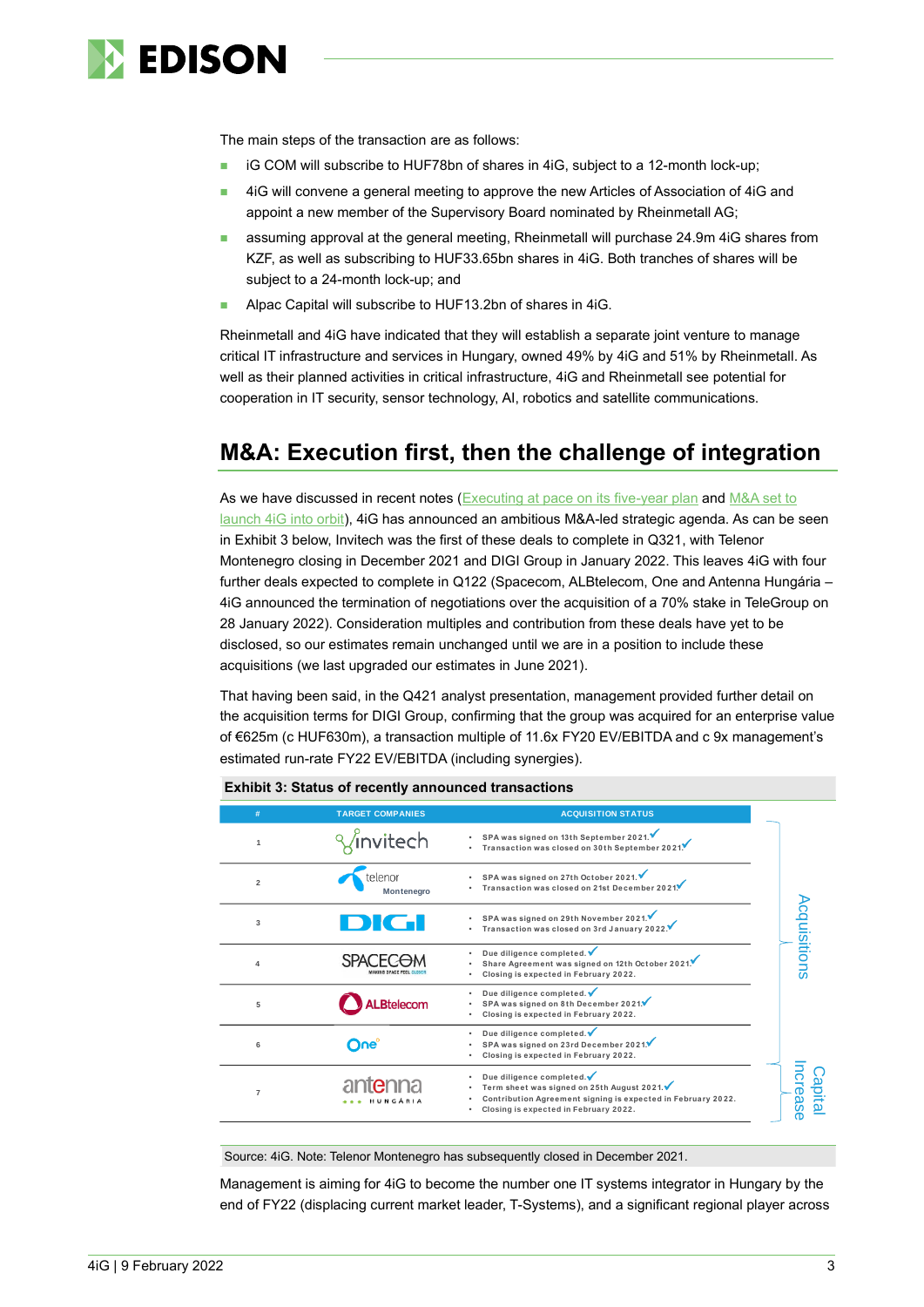The main steps of the transaction are as follows:

- iG COM will subscribe to HUF78bn of shares in 4iG, subject to a 12-month lock-up;
- 4iG will convene a general meeting to approve the new Articles of Association of 4iG and appoint a new member of the Supervisory Board nominated by Rheinmetall AG;
- assuming approval at the general meeting, Rheinmetall will purchase 24.9m 4iG shares from KZF, as well as subscribing to HUF33.65bn shares in 4iG. Both tranches of shares will be subject to a 24-month lock-up; and
- Alpac Capital will subscribe to HUF13.2bn of shares in 4iG.

Rheinmetall and 4iG have indicated that they will establish a separate joint venture to manage critical IT infrastructure and services in Hungary, owned 49% by 4iG and 51% by Rheinmetall. As well as their planned activities in critical infrastructure, 4iG and Rheinmetall see potential for cooperation in IT security, sensor technology, AI, robotics and satellite communications.

## M&A: Execution first, then the challenge of integration

As we have discussed in recent notes (Executing at pace on its five-year plan and M&A set to launch 4iG into orbit), 4iG has announced an ambitious M&A-led strategic agenda. As can be seen in Exhibit 3 below, Invitech was the first of these deals to complete in Q321, with Telenor Montenegro closing in December 2021 and DIGI Group in January 2022. This leaves 4iG with four further deals expected to complete in Q122 (Spacecom, ALBtelecom, One and Antenna Hungária – 4iG announced the termination of negotiations over the acquisition of a 70% stake in TeleGroup on 28 January 2022). Consideration multiples and contribution from these deals have yet to be disclosed, so our estimates remain unchanged until we are in a position to include these acquisitions (we last upgraded our estimates in June 2021).

That having been said, in the Q421 analyst presentation, management provided further detail on the acquisition terms for DIGI Group, confirming that the group was acquired for an enterprise value of €625m (c HUF630m), a transaction multiple of 11.6x FY20 EV/EBITDA and c 9x management's estimated run-rate FY22 EV/EBITDA (including synergies).

**Exhibit 3: Status of recently announced transactions**

| # | Target companies | Acquisition status | |
|---|---|---|---|
| 1 | Invitech | • SPA was signed on 13th September 2021. ✓<br>• Transaction was closed on 30th September 2021. ✓ | Acquisitions |
| 2 | Telenor Montenegro | • SPA was signed on 27th October 2021. ✓<br>• Transaction was closed on 21st December 2021. ✓ | Acquisitions |
| 3 | DIGI | • SPA was signed on 29th November 2021. ✓<br>• Transaction was closed on 3rd January 2022. ✓ | Acquisitions |
| 4 | Spacecom | • Due diligence completed. ✓<br>• Share Agreement was signed on 12th October 2021. ✓<br>• Closing is expected in February 2022. | Acquisitions |
| 5 | ALBtelecom | • Due diligence completed. ✓<br>• SPA was signed on 8th December 2021. ✓<br>• Closing is expected in February 2022. | Acquisitions |
| 6 | One | • Due diligence completed. ✓<br>• SPA was signed on 23rd December 2021. ✓<br>• Closing is expected in February 2022. | Acquisitions |
| 7 | Antenna Hungária | • Due diligence completed. ✓<br>• Term sheet was signed on 25th August 2021. ✓<br>• Contribution Agreement signing is expected in February 2022.<br>• Closing is expected in February 2022. | Capital Increase |

Source: 4iG. Note: Telenor Montenegro has subsequently closed in December 2021.

Management is aiming for 4iG to become the number one IT systems integrator in Hungary by the end of FY22 (displacing current market leader, T-Systems), and a significant regional player across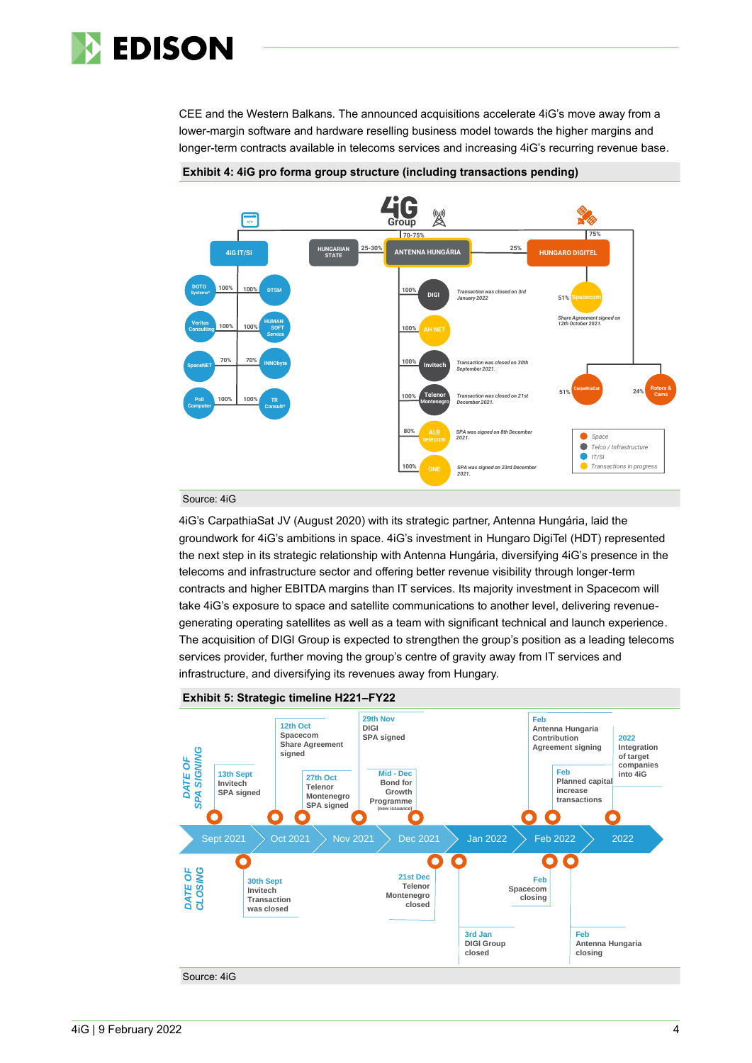CEE and the Western Balkans. The announced acquisitions accelerate 4iG's move away from a lower-margin software and hardware reselling business model towards the higher margins and longer-term contracts available in telecoms services and increasing 4iG's recurring revenue base.

**Exhibit 4: 4iG pro forma group structure (including transactions pending)**

4iG Group

- 4iG IT/SI
  - DOTO Systems – 100%
  - DTSM – 100%
  - Veritas Consulting – 100%
  - HUMAN SOFT Service – 100%
  - SpaceNET – 70%
  - INNObyte – 70%
  - Poli Computer – 100%
  - TR Consult – 100%
- ANTENNA HUNGÁRIA – 70–75% (HUNGARIAN STATE 25–30%)
  - DIGI – 100% – Transaction was closed on 3rd January 2022
  - AH NET – 100%
  - Invitech – 100% – Transaction was closed on 30th September 2021.
  - Telenor Montenegro – 100% – Transaction was closed on 21st December 2021.
  - ALB telecom – 80% – SPA was signed on 8th December 2021.
  - ONE – 100% – SPA was signed on 23rd December 2021.
- HUNGARO DIGITEL – 75% (ANTENNA HUNGÁRIA 25%)
  - Spacecom – 51% – Share Agreement signed on 12th October 2021.
  - CarpathiaSat – 51%
  - Rotors & Cams – 24%

Legend: Space; Telco / Infrastructure; IT/SI; Transactions in progress

Source: 4iG

4iG's CarpathiaSat JV (August 2020) with its strategic partner, Antenna Hungária, laid the groundwork for 4iG's ambitions in space. 4iG's investment in Hungaro DigiTel (HDT) represented the next step in its strategic relationship with Antenna Hungária, diversifying 4iG's presence in the telecoms and infrastructure sector and offering better revenue visibility through longer-term contracts and higher EBITDA margins than IT services. Its majority investment in Spacecom will take 4iG's exposure to space and satellite communications to another level, delivering revenue-generating operating satellites as well as a team with significant technical and launch experience. The acquisition of DIGI Group is expected to strengthen the group's position as a leading telecoms services provider, further moving the group's centre of gravity away from IT services and infrastructure, and diversifying its revenues away from Hungary.

**Exhibit 5: Strategic timeline H221–FY22**

| Period | Date of SPA signing | Date of closing |
|---|---|---|
| Sept 2021 | 13th Sept – Invitech SPA signed | 30th Sept – Invitech Transaction was closed |
| Oct 2021 | 12th Oct – Spacecom Share Agreement signed; 27th Oct – Telenor Montenegro SPA signed | |
| Nov 2021 | 29th Nov – DIGI SPA signed | |
| Dec 2021 | Mid - Dec – Bond for Growth Programme (new issuance) | 21st Dec – Telenor Montenegro closed |
| Jan 2022 | | 3rd Jan – DIGI Group closed |
| Feb 2022 | Feb – Antenna Hungaria Contribution Agreement signing; Feb – Planned capital increase transactions | Feb – Spacecom closing; Feb – Antenna Hungaria closing |
| 2022 | 2022 – Integration of target companies into 4iG | |

Source: 4iG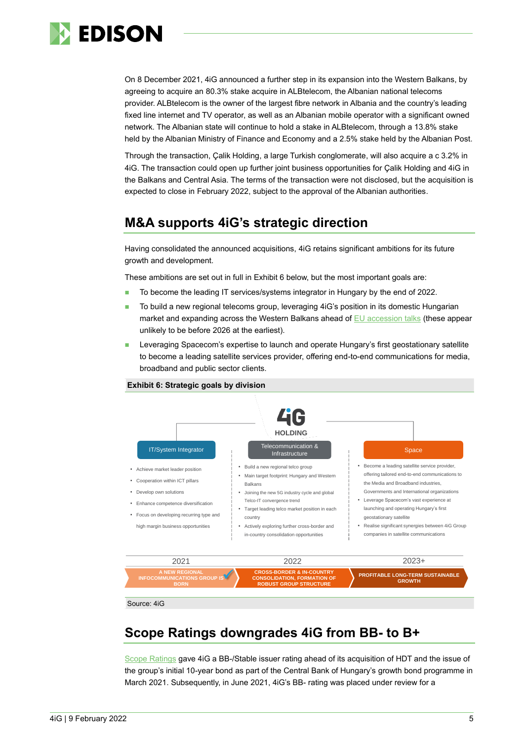On 8 December 2021, 4iG announced a further step in its expansion into the Western Balkans, by agreeing to acquire an 80.3% stake acquire in ALBtelecom, the Albanian national telecoms provider. ALBtelecom is the owner of the largest fibre network in Albania and the country's leading fixed line internet and TV operator, as well as an Albanian mobile operator with a significant owned network. The Albanian state will continue to hold a stake in ALBtelecom, through a 13.8% stake held by the Albanian Ministry of Finance and Economy and a 2.5% stake held by the Albanian Post.

Through the transaction, Çalik Holding, a large Turkish conglomerate, will also acquire a c 3.2% in 4iG. The transaction could open up further joint business opportunities for Çalik Holding and 4iG in the Balkans and Central Asia. The terms of the transaction were not disclosed, but the acquisition is expected to close in February 2022, subject to the approval of the Albanian authorities.

## M&A supports 4iG's strategic direction

Having consolidated the announced acquisitions, 4iG retains significant ambitions for its future growth and development.

These ambitions are set out in full in Exhibit 6 below, but the most important goals are:

- To become the leading IT services/systems integrator in Hungary by the end of 2022.
- To build a new regional telecoms group, leveraging 4iG's position in its domestic Hungarian market and expanding across the Western Balkans ahead of EU accession talks (these appear unlikely to be before 2026 at the earliest).
- Leveraging Spacecom's expertise to launch and operate Hungary's first geostationary satellite to become a leading satellite services provider, offering end-to-end communications for media, broadband and public sector clients.

**Exhibit 6: Strategic goals by division**

4iG HOLDING

| IT/System Integrator | Telecommunication & Infrastructure | Space |
|---|---|---|
| • Achieve market leader position<br>• Cooperation within ICT pillars<br>• Develop own solutions<br>• Enhance competence diversification<br>• Focus on developing recurring type and high margin business opportunities | • Build a new regional telco group<br>• Main target footprint: Hungary and Western Balkans<br>• Joining the new 5G industry cycle and global Telco-IT convergence trend<br>• Target leading telco market position in each country<br>• Actively exploring further cross-border and in-country consolidation opportunities | • Become a leading satellite service provider, offering tailored end-to-end communications to the Media and Broadband industries, Governments and International organizations<br>• Leverage Spacecom's vast experience at launching and operating Hungary's first geostationary satellite<br>• Realise significant synergies between 4iG Group companies in satellite communications |

| 2021 | 2022 | 2023+ |
|---|---|---|
| A NEW REGIONAL INFOCOMMUNICATIONS GROUP IS BORN | CROSS-BORDER & IN-COUNTRY CONSOLIDATION, FORMATION OF ROBUST GROUP STRUCTURE | PROFITABLE LONG-TERM SUSTAINABLE GROWTH |

Source: 4iG

## Scope Ratings downgrades 4iG from BB- to B+

Scope Ratings gave 4iG a BB-/Stable issuer rating ahead of its acquisition of HDT and the issue of the group's initial 10-year bond as part of the Central Bank of Hungary's growth bond programme in March 2021. Subsequently, in June 2021, 4iG's BB- rating was placed under review for a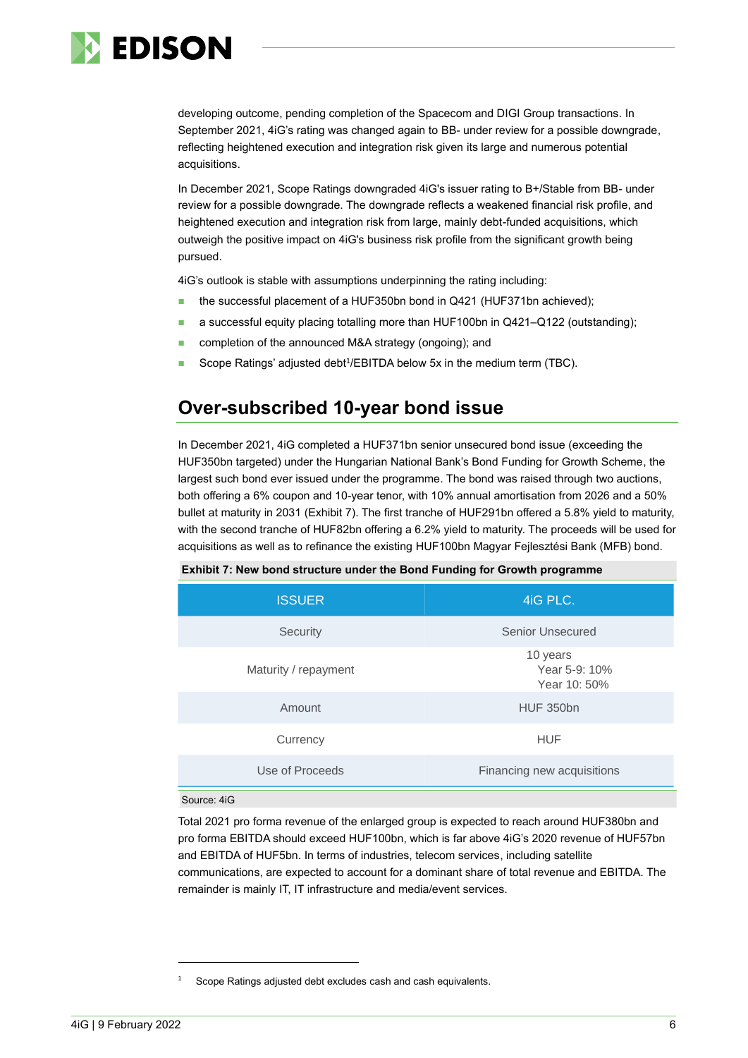developing outcome, pending completion of the Spacecom and DIGI Group transactions. In September 2021, 4iG's rating was changed again to BB- under review for a possible downgrade, reflecting heightened execution and integration risk given its large and numerous potential acquisitions.

In December 2021, Scope Ratings downgraded 4iG's issuer rating to B+/Stable from BB- under review for a possible downgrade. The downgrade reflects a weakened financial risk profile, and heightened execution and integration risk from large, mainly debt-funded acquisitions, which outweigh the positive impact on 4iG's business risk profile from the significant growth being pursued.

4iG's outlook is stable with assumptions underpinning the rating including:

- the successful placement of a HUF350bn bond in Q421 (HUF371bn achieved);
- a successful equity placing totalling more than HUF100bn in Q421–Q122 (outstanding);
- completion of the announced M&A strategy (ongoing); and
- Scope Ratings' adjusted debt[1]/EBITDA below 5x in the medium term (TBC).

## Over-subscribed 10-year bond issue

In December 2021, 4iG completed a HUF371bn senior unsecured bond issue (exceeding the HUF350bn targeted) under the Hungarian National Bank's Bond Funding for Growth Scheme, the largest such bond ever issued under the programme. The bond was raised through two auctions, both offering a 6% coupon and 10-year tenor, with 10% annual amortisation from 2026 and a 50% bullet at maturity in 2031 (Exhibit 7). The first tranche of HUF291bn offered a 5.8% yield to maturity, with the second tranche of HUF82bn offering a 6.2% yield to maturity. The proceeds will be used for acquisitions as well as to refinance the existing HUF100bn Magyar Fejlesztési Bank (MFB) bond.

**Exhibit 7: New bond structure under the Bond Funding for Growth programme**

| ISSUER | 4iG PLC. |
|---|---|
| Security | Senior Unsecured |
| Maturity / repayment | 10 years<br>Year 5-9: 10%<br>Year 10: 50% |
| Amount | HUF 350bn |
| Currency | HUF |
| Use of Proceeds | Financing new acquisitions |

Source: 4iG

Total 2021 pro forma revenue of the enlarged group is expected to reach around HUF380bn and pro forma EBITDA should exceed HUF100bn, which is far above 4iG's 2020 revenue of HUF57bn and EBITDA of HUF5bn. In terms of industries, telecom services, including satellite communications, are expected to account for a dominant share of total revenue and EBITDA. The remainder is mainly IT, IT infrastructure and media/event services.

[1] Scope Ratings adjusted debt excludes cash and cash equivalents.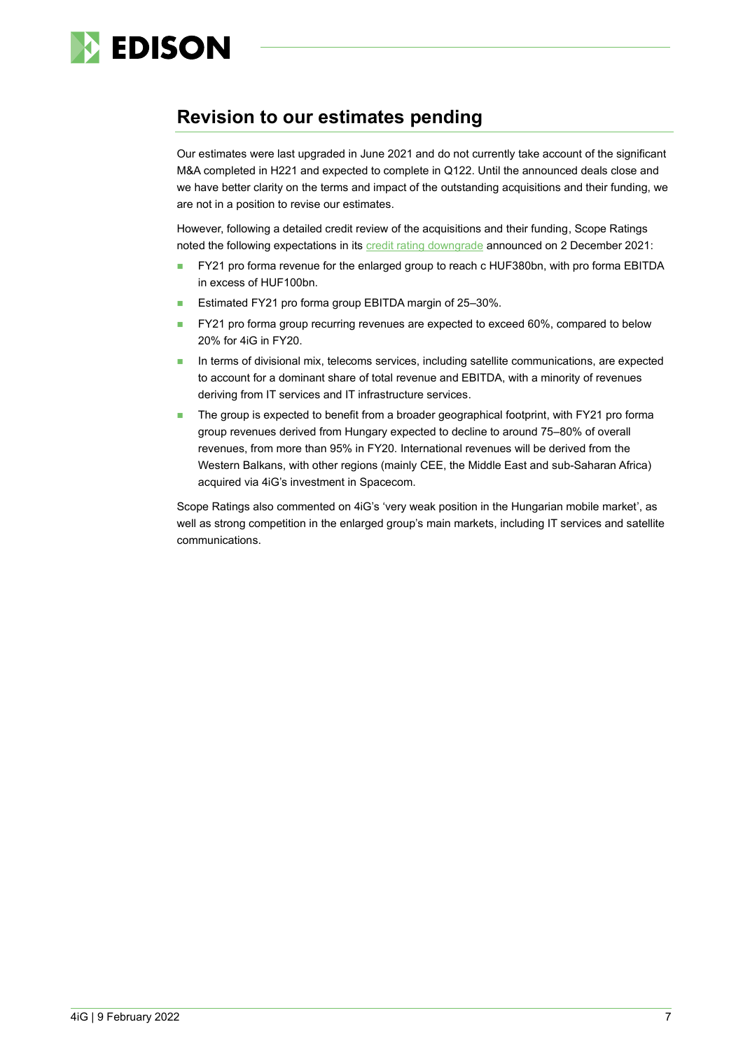## Revision to our estimates pending

Our estimates were last upgraded in June 2021 and do not currently take account of the significant M&A completed in H221 and expected to complete in Q122. Until the announced deals close and we have better clarity on the terms and impact of the outstanding acquisitions and their funding, we are not in a position to revise our estimates.

However, following a detailed credit review of the acquisitions and their funding, Scope Ratings noted the following expectations in its credit rating downgrade announced on 2 December 2021:

- FY21 pro forma revenue for the enlarged group to reach c HUF380bn, with pro forma EBITDA in excess of HUF100bn.
- Estimated FY21 pro forma group EBITDA margin of 25–30%.
- FY21 pro forma group recurring revenues are expected to exceed 60%, compared to below 20% for 4iG in FY20.
- In terms of divisional mix, telecoms services, including satellite communications, are expected to account for a dominant share of total revenue and EBITDA, with a minority of revenues deriving from IT services and IT infrastructure services.
- The group is expected to benefit from a broader geographical footprint, with FY21 pro forma group revenues derived from Hungary expected to decline to around 75–80% of overall revenues, from more than 95% in FY20. International revenues will be derived from the Western Balkans, with other regions (mainly CEE, the Middle East and sub-Saharan Africa) acquired via 4iG's investment in Spacecom.

Scope Ratings also commented on 4iG's 'very weak position in the Hungarian mobile market', as well as strong competition in the enlarged group's main markets, including IT services and satellite communications.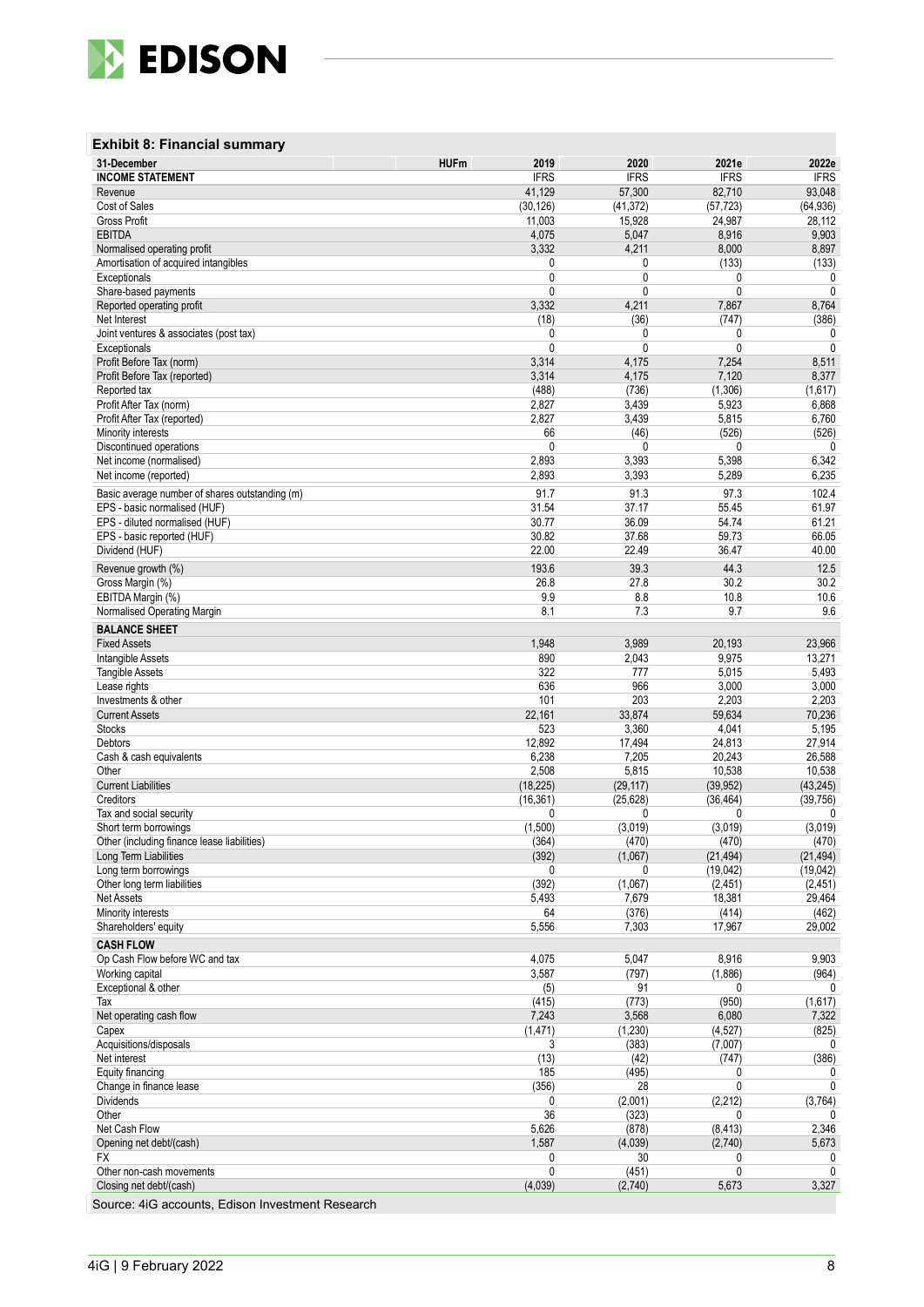### Exhibit 8: Financial summary

| 31-December | HUFm | 2019 | 2020 | 2021e | 2022e |
|---|---|---|---|---|---|
| **INCOME STATEMENT** | | IFRS | IFRS | IFRS | IFRS |
| Revenue | | 41,129 | 57,300 | 82,710 | 93,048 |
| Cost of Sales | | (30,126) | (41,372) | (57,723) | (64,936) |
| Gross Profit | | 11,003 | 15,928 | 24,987 | 28,112 |
| EBITDA | | 4,075 | 5,047 | 8,916 | 9,903 |
| Normalised operating profit | | 3,332 | 4,211 | 8,000 | 8,897 |
| Amortisation of acquired intangibles | | 0 | 0 | (133) | (133) |
| Exceptionals | | 0 | 0 | 0 | 0 |
| Share-based payments | | 0 | 0 | 0 | 0 |
| Reported operating profit | | 3,332 | 4,211 | 7,867 | 8,764 |
| Net Interest | | (18) | (36) | (747) | (386) |
| Joint ventures & associates (post tax) | | 0 | 0 | 0 | 0 |
| Exceptionals | | 0 | 0 | 0 | 0 |
| Profit Before Tax (norm) | | 3,314 | 4,175 | 7,254 | 8,511 |
| Profit Before Tax (reported) | | 3,314 | 4,175 | 7,120 | 8,377 |
| Reported tax | | (488) | (736) | (1,306) | (1,617) |
| Profit After Tax (norm) | | 2,827 | 3,439 | 5,923 | 6,868 |
| Profit After Tax (reported) | | 2,827 | 3,439 | 5,815 | 6,760 |
| Minority interests | | 66 | (46) | (526) | (526) |
| Discontinued operations | | 0 | 0 | 0 | 0 |
| Net income (normalised) | | 2,893 | 3,393 | 5,398 | 6,342 |
| Net income (reported) | | 2,893 | 3,393 | 5,289 | 6,235 |
| Basic average number of shares outstanding (m) | | 91.7 | 91.3 | 97.3 | 102.4 |
| EPS - basic normalised (HUF) | | 31.54 | 37.17 | 55.45 | 61.97 |
| EPS - diluted normalised (HUF) | | 30.77 | 36.09 | 54.74 | 61.21 |
| EPS - basic reported (HUF) | | 30.82 | 37.68 | 59.73 | 66.05 |
| Dividend (HUF) | | 22.00 | 22.49 | 36.47 | 40.00 |
| Revenue growth (%) | | 193.6 | 39.3 | 44.3 | 12.5 |
| Gross Margin (%) | | 26.8 | 27.8 | 30.2 | 30.2 |
| EBITDA Margin (%) | | 9.9 | 8.8 | 10.8 | 10.6 |
| Normalised Operating Margin | | 8.1 | 7.3 | 9.7 | 9.6 |
| **BALANCE SHEET** | | | | | |
| Fixed Assets | | 1,948 | 3,989 | 20,193 | 23,966 |
| Intangible Assets | | 890 | 2,043 | 9,975 | 13,271 |
| Tangible Assets | | 322 | 777 | 5,015 | 5,493 |
| Lease rights | | 636 | 966 | 3,000 | 3,000 |
| Investments & other | | 101 | 203 | 2,203 | 2,203 |
| Current Assets | | 22,161 | 33,874 | 59,634 | 70,236 |
| Stocks | | 523 | 3,360 | 4,041 | 5,195 |
| Debtors | | 12,892 | 17,494 | 24,813 | 27,914 |
| Cash & cash equivalents | | 6,238 | 7,205 | 20,243 | 26,588 |
| Other | | 2,508 | 5,815 | 10,538 | 10,538 |
| Current Liabilities | | (18,225) | (29,117) | (39,952) | (43,245) |
| Creditors | | (16,361) | (25,628) | (36,464) | (39,756) |
| Tax and social security | | 0 | 0 | 0 | 0 |
| Short term borrowings | | (1,500) | (3,019) | (3,019) | (3,019) |
| Other (including finance lease liabilities) | | (364) | (470) | (470) | (470) |
| Long Term Liabilities | | (392) | (1,067) | (21,494) | (21,494) |
| Long term borrowings | | 0 | 0 | (19,042) | (19,042) |
| Other long term liabilities | | (392) | (1,067) | (2,451) | (2,451) |
| Net Assets | | 5,493 | 7,679 | 18,381 | 29,464 |
| Minority interests | | 64 | (376) | (414) | (462) |
| Shareholders' equity | | 5,556 | 7,303 | 17,967 | 29,002 |
| **CASH FLOW** | | | | | |
| Op Cash Flow before WC and tax | | 4,075 | 5,047 | 8,916 | 9,903 |
| Working capital | | 3,587 | (797) | (1,886) | (964) |
| Exceptional & other | | (5) | 91 | 0 | 0 |
| Tax | | (415) | (773) | (950) | (1,617) |
| Net operating cash flow | | 7,243 | 3,568 | 6,080 | 7,322 |
| Capex | | (1,471) | (1,230) | (4,527) | (825) |
| Acquisitions/disposals | | 3 | (383) | (7,007) | 0 |
| Net interest | | (13) | (42) | (747) | (386) |
| Equity financing | | 185 | (495) | 0 | 0 |
| Change in finance lease | | (356) | 28 | 0 | 0 |
| Dividends | | 0 | (2,001) | (2,212) | (3,764) |
| Other | | 36 | (323) | 0 | 0 |
| Net Cash Flow | | 5,626 | (878) | (8,413) | 2,346 |
| Opening net debt/(cash) | | 1,587 | (4,039) | (2,740) | 5,673 |
| FX | | 0 | 30 | 0 | 0 |
| Other non-cash movements | | 0 | (451) | 0 | 0 |
| Closing net debt/(cash) | | (4,039) | (2,740) | 5,673 | 3,327 |

Source: 4iG accounts, Edison Investment Research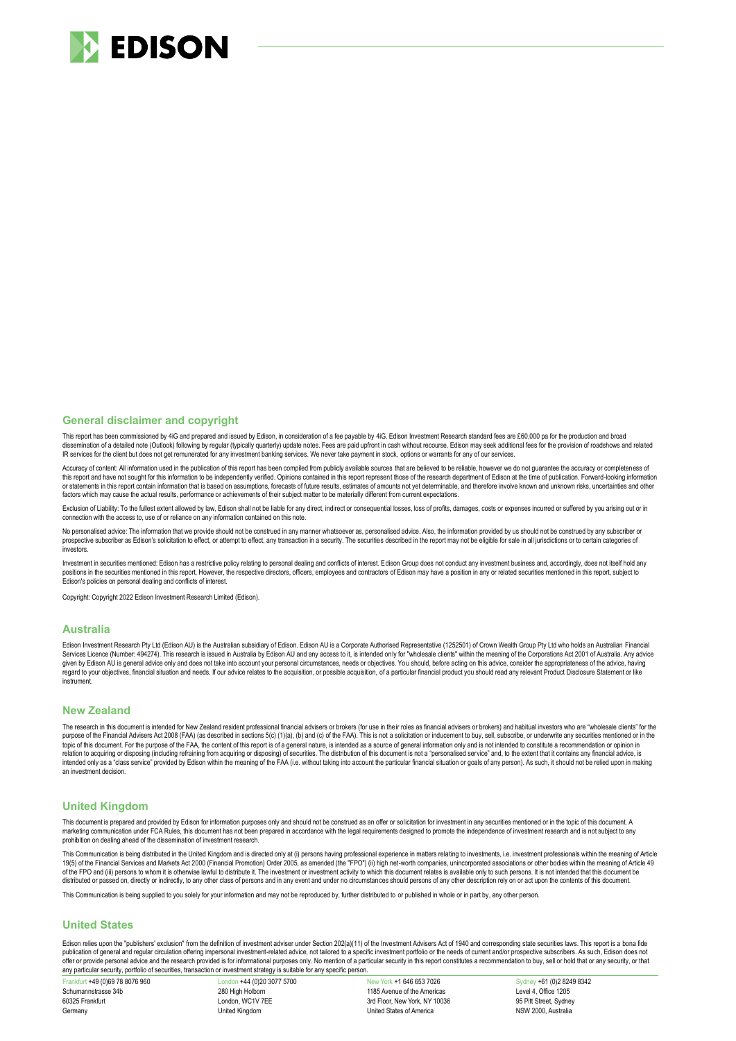## General disclaimer and copyright

This report has been commissioned by 4iG and prepared and issued by Edison, in consideration of a fee payable by 4iG. Edison Investment Research standard fees are £60,000 pa for the production and broad dissemination of a detailed note (Outlook) following by regular (typically quarterly) update notes. Fees are paid upfront in cash without recourse. Edison may seek additional fees for the provision of roadshows and related IR services for the client but does not get remunerated for any investment banking services. We never take payment in stock, options or warrants for any of our services.

Accuracy of content: All information used in the publication of this report has been compiled from publicly available sources that are believed to be reliable, however we do not guarantee the accuracy or completeness of this report and have not sought for this information to be independently verified. Opinions contained in this report represent those of the research department of Edison at the time of publication. Forward-looking information or statements in this report contain information that is based on assumptions, forecasts of future results, estimates of amounts not yet determinable, and therefore involve known and unknown risks, uncertainties and other factors which may cause the actual results, performance or achievements of their subject matter to be materially different from current expectations.

Exclusion of Liability: To the fullest extent allowed by law, Edison shall not be liable for any direct, indirect or consequential losses, loss of profits, damages, costs or expenses incurred or suffered by you arising out or in connection with the access to, use of or reliance on any information contained on this note.

No personalised advice: The information that we provide should not be construed in any manner whatsoever as, personalised advice. Also, the information provided by us should not be construed by any subscriber or prospective subscriber as Edison's solicitation to effect, or attempt to effect, any transaction in a security. The securities described in the report may not be eligible for sale in all jurisdictions or to certain categories of investors.

Investment in securities mentioned: Edison has a restrictive policy relating to personal dealing and conflicts of interest. Edison Group does not conduct any investment business and, accordingly, does not itself hold any positions in the securities mentioned in this report. However, the respective directors, officers, employees and contractors of Edison may have a position in any or related securities mentioned in this report, subject to Edison's policies on personal dealing and conflicts of interest.

Copyright: Copyright 2022 Edison Investment Research Limited (Edison).

## Australia

Edison Investment Research Pty Ltd (Edison AU) is the Australian subsidiary of Edison. Edison AU is a Corporate Authorised Representative (1252501) of Crown Wealth Group Pty Ltd who holds an Australian Financial Services Licence (Number: 494274). This research is issued in Australia by Edison AU and any access to it, is intended only for "wholesale clients" within the meaning of the Corporations Act 2001 of Australia. Any advice given by Edison AU is general advice only and does not take into account your personal circumstances, needs or objectives. You should, before acting on this advice, consider the appropriateness of the advice, having regard to your objectives, financial situation and needs. If our advice relates to the acquisition, or possible acquisition, of a particular financial product you should read any relevant Product Disclosure Statement or like instrument.

## New Zealand

The research in this document is intended for New Zealand resident professional financial advisers or brokers (for use in their roles as financial advisers or brokers) and habitual investors who are "wholesale clients" for the purpose of the Financial Advisers Act 2008 (FAA) (as described in sections 5(c) (1)(a), (b) and (c) of the FAA). This is not a solicitation or inducement to buy, sell, subscribe, or underwrite any securities mentioned or in the topic of this document. For the purpose of the FAA, the content of this report is of a general nature, is intended as a source of general information only and is not intended to constitute a recommendation or opinion in relation to acquiring or disposing (including refraining from acquiring or disposing) of securities. The distribution of this document is not a "personalised service" and, to the extent that it contains any financial advice, is intended only as a "class service" provided by Edison within the meaning of the FAA (i.e. without taking into account the particular financial situation or goals of any person). As such, it should not be relied upon in making an investment decision.

## United Kingdom

This document is prepared and provided by Edison for information purposes only and should not be construed as an offer or solicitation for investment in any securities mentioned or in the topic of this document. A marketing communication under FCA Rules, this document has not been prepared in accordance with the legal requirements designed to promote the independence of investment research and is not subject to any prohibition on dealing ahead of the dissemination of investment research.

This Communication is being distributed in the United Kingdom and is directed only at (i) persons having professional experience in matters relating to investments, i.e. investment professionals within the meaning of Article 19(5) of the Financial Services and Markets Act 2000 (Financial Promotion) Order 2005, as amended (the "FPO") (ii) high net-worth companies, unincorporated associations or other bodies within the meaning of Article 49 of the FPO and (iii) persons to whom it is otherwise lawful to distribute it. The investment or investment activity to which this document relates is available only to such persons. It is not intended that this document be distributed or passed on, directly or indirectly, to any other class of persons and in any event and under no circumstances should persons of any other description rely on or act upon the contents of this document.

This Communication is being supplied to you solely for your information and may not be reproduced by, further distributed to or published in whole or in part by, any other person.

## United States

Edison relies upon the "publishers' exclusion" from the definition of investment adviser under Section 202(a)(11) of the Investment Advisers Act of 1940 and corresponding state securities laws. This report is a bona fide publication of general and regular circulation offering impersonal investment-related advice, not tailored to a specific investment portfolio or the needs of current and/or prospective subscribers. As such, Edison does not offer or provide personal advice and the research provided is for informational purposes only. No mention of a particular security in this report constitutes a recommendation to buy, sell or hold that or any security, or that any particular security, portfolio of securities, transaction or investment strategy is suitable for any specific person.

Frankfurt +49 (0)69 78 8076 960
Schumannstrasse 34b
60325 Frankfurt
Germany

London +44 (0)20 3077 5700
280 High Holborn
London, WC1V 7EE
United Kingdom

New York +1 646 653 7026
1185 Avenue of the Americas
3rd Floor, New York, NY 10036
United States of America

Sydney +61 (0)2 8249 8342
Level 4, Office 1205
95 Pitt Street, Sydney
NSW 2000, Australia